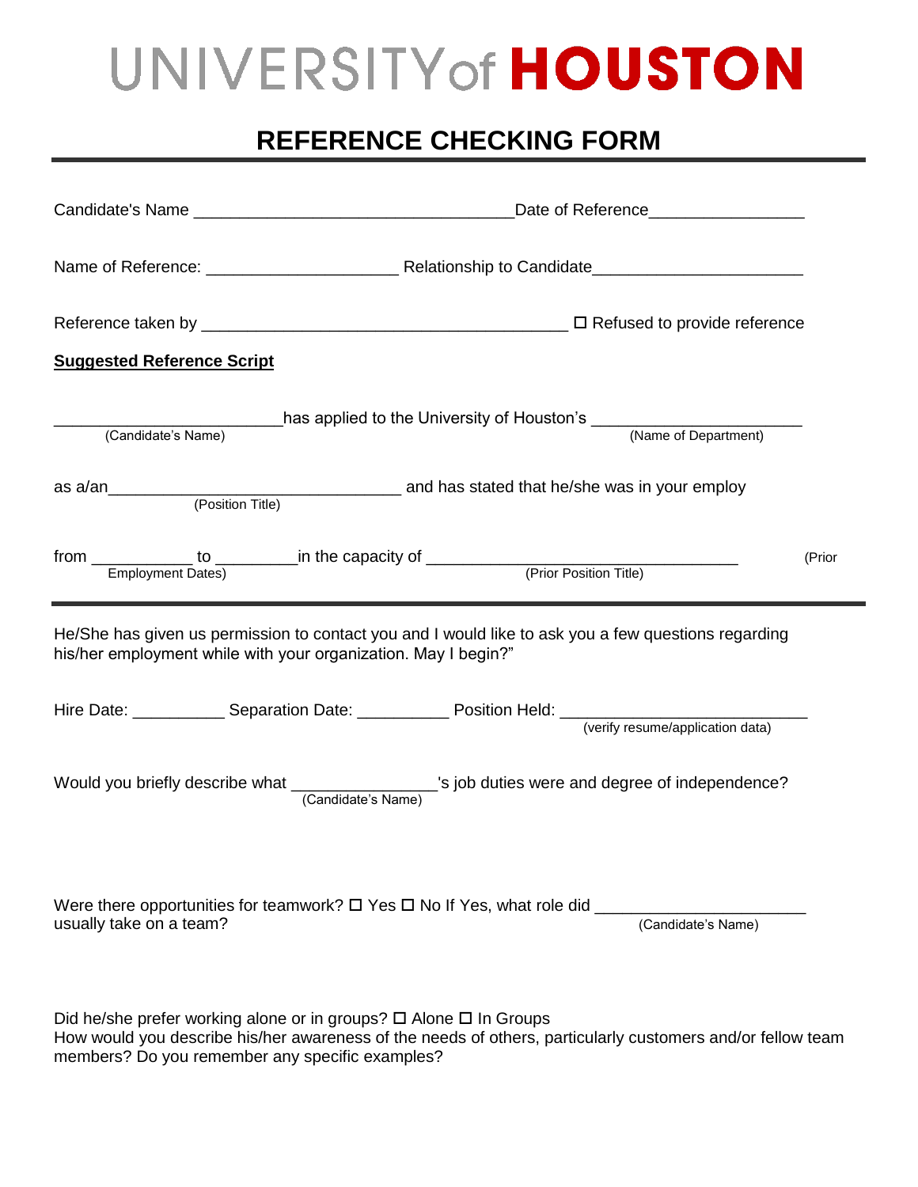# UNIVERSITY of HOUSTON

## REFERENCE CHECKING FORM

Candidate's Name ___________________________________Date of Reference________________

Name of Reference: ____________________ Relationship to Candidate______________________

Reference taken by _______________________________________ ☐ Refused to provide reference

**Suggested Reference Script**

________________________has applied to the University of Houston's ______________________
(Candidate's Name) (Name of Department)

as a/an______________________________ and has stated that he/she was in your employ
(Position Title)

from ___________ to _________in the capacity of _________________________________ (Prior
Employment Dates) (Prior Position Title)

---

He/She has given us permission to contact you and I would like to ask you a few questions regarding his/her employment while with your organization. May I begin?"

Hire Date: __________ Separation Date: __________ Position Held: __________________________
(verify resume/application data)

Would you briefly describe what ________________'s job duties were and degree of independence?
(Candidate's Name)

Were there opportunities for teamwork? ☐ Yes ☐ No If Yes, what role did ______________________ usually take on a team?
(Candidate's Name)

Did he/she prefer working alone or in groups? ☐ Alone ☐ In Groups
How would you describe his/her awareness of the needs of others, particularly customers and/or fellow team members? Do you remember any specific examples?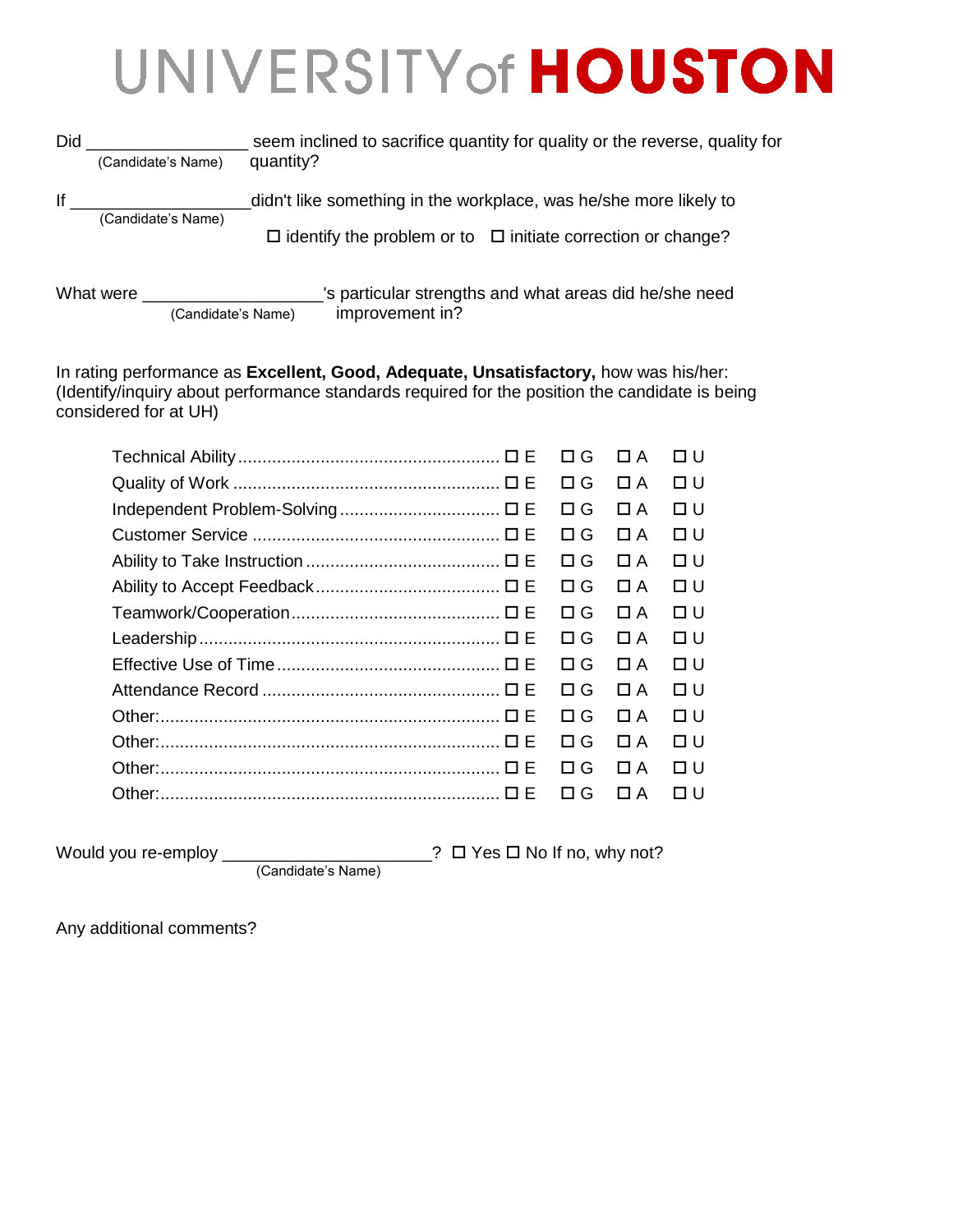# UNIVERSITY of HOUSTON

Did _________________ seem inclined to sacrifice quantity for quality or the reverse, quality for quantity?
(Candidate's Name)

If ___________________ didn't like something in the workplace, was he/she more likely to
(Candidate's Name)

☐ identify the problem or to ☐ initiate correction or change?

What were ___________________'s particular strengths and what areas did he/she need improvement in?
(Candidate's Name)

In rating performance as **Excellent, Good, Adequate, Unsatisfactory,** how was his/her:
(Identify/inquiry about performance standards required for the position the candidate is being considered for at UH)

| | | | | |
|---|---|---|---|---|
| Technical Ability | ☐ E | ☐ G | ☐ A | ☐ U |
| Quality of Work | ☐ E | ☐ G | ☐ A | ☐ U |
| Independent Problem-Solving | ☐ E | ☐ G | ☐ A | ☐ U |
| Customer Service | ☐ E | ☐ G | ☐ A | ☐ U |
| Ability to Take Instruction | ☐ E | ☐ G | ☐ A | ☐ U |
| Ability to Accept Feedback | ☐ E | ☐ G | ☐ A | ☐ U |
| Teamwork/Cooperation | ☐ E | ☐ G | ☐ A | ☐ U |
| Leadership | ☐ E | ☐ G | ☐ A | ☐ U |
| Effective Use of Time | ☐ E | ☐ G | ☐ A | ☐ U |
| Attendance Record | ☐ E | ☐ G | ☐ A | ☐ U |
| Other: | ☐ E | ☐ G | ☐ A | ☐ U |
| Other: | ☐ E | ☐ G | ☐ A | ☐ U |
| Other: | ☐ E | ☐ G | ☐ A | ☐ U |
| Other: | ☐ E | ☐ G | ☐ A | ☐ U |

Would you re-employ _____________________? ☐ Yes ☐ No If no, why not?
(Candidate's Name)

Any additional comments?